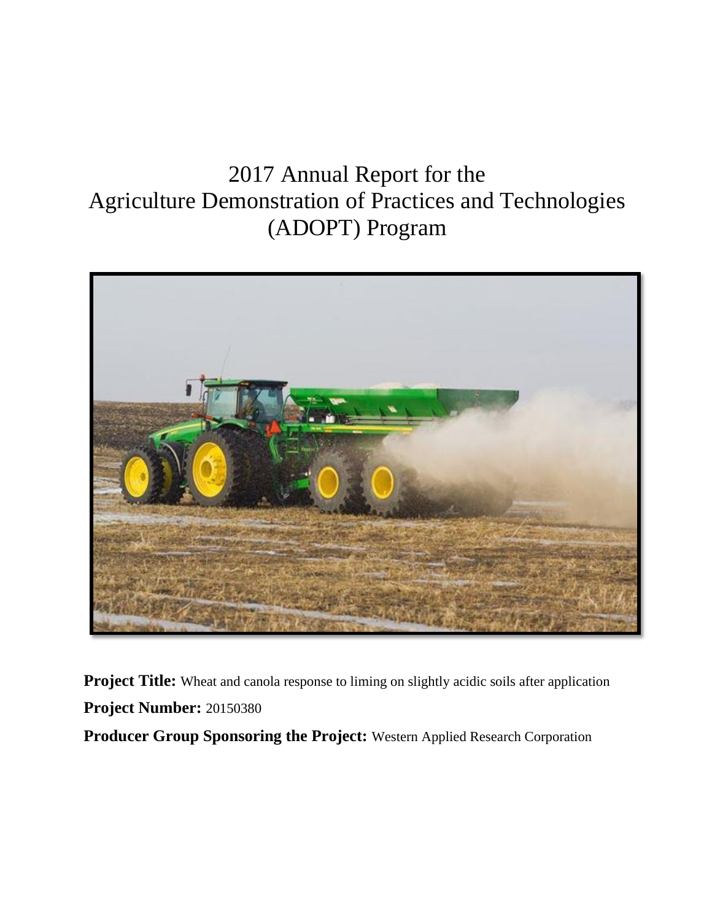# 2017 Annual Report for the Agriculture Demonstration of Practices and Technologies (ADOPT) Program

**Project Title:** Wheat and canola response to liming on slightly acidic soils after application

**Project Number:** 20150380

**Producer Group Sponsoring the Project:** Western Applied Research Corporation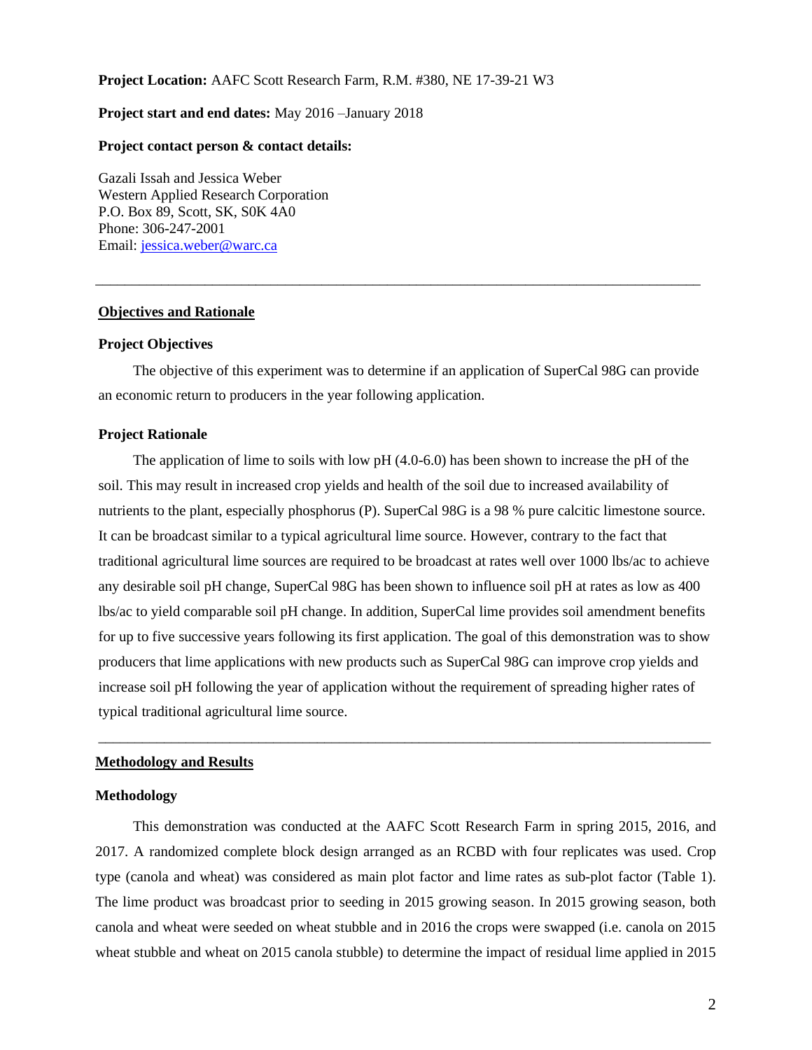**Project Location:** AAFC Scott Research Farm, R.M. #380, NE 17-39-21 W3

**Project start and end dates:** May 2016 –January 2018

**Project contact person & contact details:**

Gazali Issah and Jessica Weber
Western Applied Research Corporation
P.O. Box 89, Scott, SK, S0K 4A0
Phone: 306-247-2001
Email: jessica.weber@warc.ca

---

## Objectives and Rationale

### Project Objectives

The objective of this experiment was to determine if an application of SuperCal 98G can provide an economic return to producers in the year following application.

### Project Rationale

The application of lime to soils with low pH (4.0-6.0) has been shown to increase the pH of the soil. This may result in increased crop yields and health of the soil due to increased availability of nutrients to the plant, especially phosphorus (P). SuperCal 98G is a 98 % pure calcitic limestone source. It can be broadcast similar to a typical agricultural lime source. However, contrary to the fact that traditional agricultural lime sources are required to be broadcast at rates well over 1000 lbs/ac to achieve any desirable soil pH change, SuperCal 98G has been shown to influence soil pH at rates as low as 400 lbs/ac to yield comparable soil pH change. In addition, SuperCal lime provides soil amendment benefits for up to five successive years following its first application. The goal of this demonstration was to show producers that lime applications with new products such as SuperCal 98G can improve crop yields and increase soil pH following the year of application without the requirement of spreading higher rates of typical traditional agricultural lime source.

---

## Methodology and Results

### Methodology

This demonstration was conducted at the AAFC Scott Research Farm in spring 2015, 2016, and 2017. A randomized complete block design arranged as an RCBD with four replicates was used. Crop type (canola and wheat) was considered as main plot factor and lime rates as sub-plot factor (Table 1). The lime product was broadcast prior to seeding in 2015 growing season. In 2015 growing season, both canola and wheat were seeded on wheat stubble and in 2016 the crops were swapped (i.e. canola on 2015 wheat stubble and wheat on 2015 canola stubble) to determine the impact of residual lime applied in 2015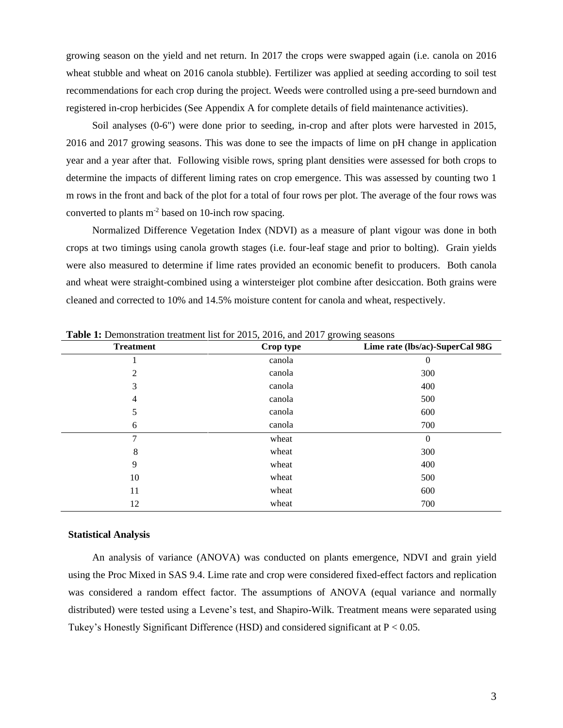growing season on the yield and net return. In 2017 the crops were swapped again (i.e. canola on 2016 wheat stubble and wheat on 2016 canola stubble). Fertilizer was applied at seeding according to soil test recommendations for each crop during the project. Weeds were controlled using a pre-seed burndown and registered in-crop herbicides (See Appendix A for complete details of field maintenance activities).

Soil analyses (0-6") were done prior to seeding, in-crop and after plots were harvested in 2015, 2016 and 2017 growing seasons. This was done to see the impacts of lime on pH change in application year and a year after that. Following visible rows, spring plant densities were assessed for both crops to determine the impacts of different liming rates on crop emergence. This was assessed by counting two 1 m rows in the front and back of the plot for a total of four rows per plot. The average of the four rows was converted to plants $m^{-2}$ based on 10-inch row spacing.

Normalized Difference Vegetation Index (NDVI) as a measure of plant vigour was done in both crops at two timings using canola growth stages (i.e. four-leaf stage and prior to bolting). Grain yields were also measured to determine if lime rates provided an economic benefit to producers. Both canola and wheat were straight-combined using a wintersteiger plot combine after desiccation. Both grains were cleaned and corrected to 10% and 14.5% moisture content for canola and wheat, respectively.

**Table 1:** Demonstration treatment list for 2015, 2016, and 2017 growing seasons

| Treatment | Crop type | Lime rate (lbs/ac)-SuperCal 98G |
|---|---|---|
| 1 | canola | 0 |
| 2 | canola | 300 |
| 3 | canola | 400 |
| 4 | canola | 500 |
| 5 | canola | 600 |
| 6 | canola | 700 |
| 7 | wheat | 0 |
| 8 | wheat | 300 |
| 9 | wheat | 400 |
| 10 | wheat | 500 |
| 11 | wheat | 600 |
| 12 | wheat | 700 |

**Statistical Analysis**

An analysis of variance (ANOVA) was conducted on plants emergence, NDVI and grain yield using the Proc Mixed in SAS 9.4. Lime rate and crop were considered fixed-effect factors and replication was considered a random effect factor. The assumptions of ANOVA (equal variance and normally distributed) were tested using a Levene's test, and Shapiro-Wilk. Treatment means were separated using Tukey's Honestly Significant Difference (HSD) and considered significant at $P < 0.05$.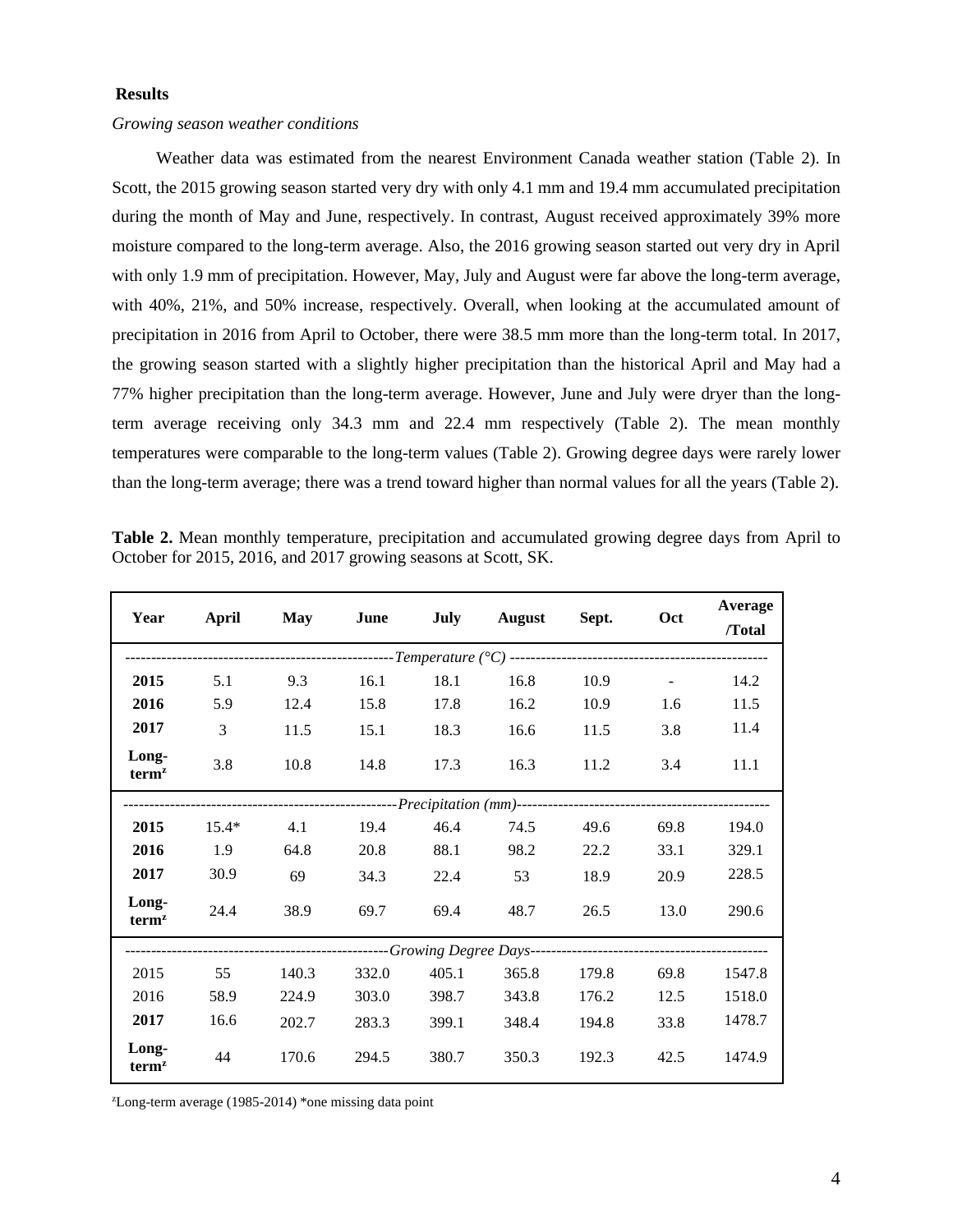**Results**

*Growing season weather conditions*

Weather data was estimated from the nearest Environment Canada weather station (Table 2). In Scott, the 2015 growing season started very dry with only 4.1 mm and 19.4 mm accumulated precipitation during the month of May and June, respectively. In contrast, August received approximately 39% more moisture compared to the long-term average. Also, the 2016 growing season started out very dry in April with only 1.9 mm of precipitation. However, May, July and August were far above the long-term average, with 40%, 21%, and 50% increase, respectively. Overall, when looking at the accumulated amount of precipitation in 2016 from April to October, there were 38.5 mm more than the long-term total. In 2017, the growing season started with a slightly higher precipitation than the historical April and May had a 77% higher precipitation than the long-term average. However, June and July were dryer than the long-term average receiving only 34.3 mm and 22.4 mm respectively (Table 2). The mean monthly temperatures were comparable to the long-term values (Table 2). Growing degree days were rarely lower than the long-term average; there was a trend toward higher than normal values for all the years (Table 2).

**Table 2.** Mean monthly temperature, precipitation and accumulated growing degree days from April to October for 2015, 2016, and 2017 growing seasons at Scott, SK.

| Year | April | May | June | July | August | Sept. | Oct | Average /Total |
|---|---|---|---|---|---|---|---|---|
| *Temperature (°C)* | | | | | | | | |
| **2015** | 5.1 | 9.3 | 16.1 | 18.1 | 16.8 | 10.9 | - | 14.2 |
| **2016** | 5.9 | 12.4 | 15.8 | 17.8 | 16.2 | 10.9 | 1.6 | 11.5 |
| **2017** | 3 | 11.5 | 15.1 | 18.3 | 16.6 | 11.5 | 3.8 | 11.4 |
| **Long-term[z]** | 3.8 | 10.8 | 14.8 | 17.3 | 16.3 | 11.2 | 3.4 | 11.1 |
| *Precipitation (mm)* | | | | | | | | |
| **2015** | 15.4* | 4.1 | 19.4 | 46.4 | 74.5 | 49.6 | 69.8 | 194.0 |
| **2016** | 1.9 | 64.8 | 20.8 | 88.1 | 98.2 | 22.2 | 33.1 | 329.1 |
| **2017** | 30.9 | 69 | 34.3 | 22.4 | 53 | 18.9 | 20.9 | 228.5 |
| **Long-term[z]** | 24.4 | 38.9 | 69.7 | 69.4 | 48.7 | 26.5 | 13.0 | 290.6 |
| *Growing Degree Days* | | | | | | | | |
| 2015 | 55 | 140.3 | 332.0 | 405.1 | 365.8 | 179.8 | 69.8 | 1547.8 |
| 2016 | 58.9 | 224.9 | 303.0 | 398.7 | 343.8 | 176.2 | 12.5 | 1518.0 |
| **2017** | 16.6 | 202.7 | 283.3 | 399.1 | 348.4 | 194.8 | 33.8 | 1478.7 |
| **Long-term[z]** | 44 | 170.6 | 294.5 | 380.7 | 350.3 | 192.3 | 42.5 | 1474.9 |

[z]Long-term average (1985-2014) *one missing data point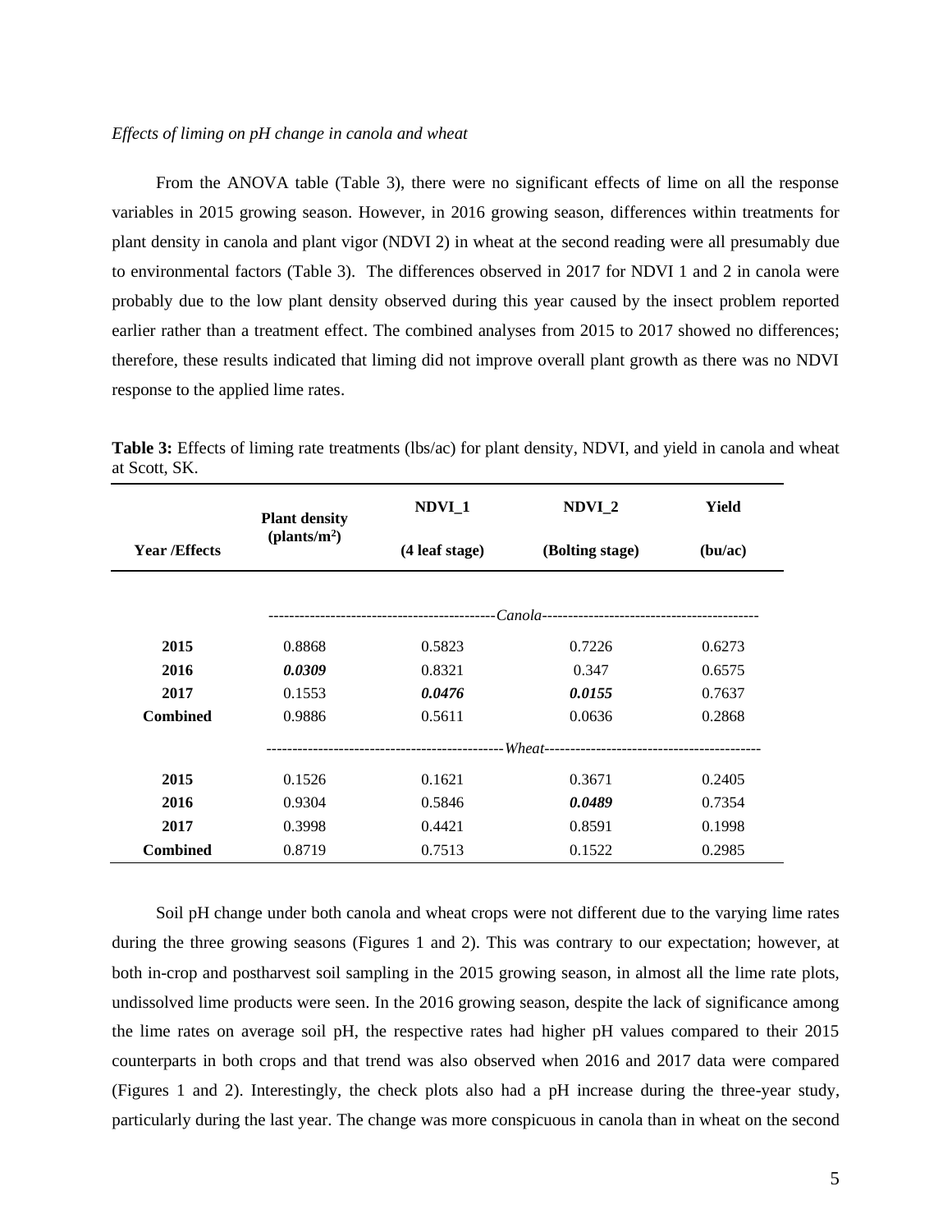*Effects of liming on pH change in canola and wheat*

From the ANOVA table (Table 3), there were no significant effects of lime on all the response variables in 2015 growing season. However, in 2016 growing season, differences within treatments for plant density in canola and plant vigor (NDVI 2) in wheat at the second reading were all presumably due to environmental factors (Table 3). The differences observed in 2017 for NDVI 1 and 2 in canola were probably due to the low plant density observed during this year caused by the insect problem reported earlier rather than a treatment effect. The combined analyses from 2015 to 2017 showed no differences; therefore, these results indicated that liming did not improve overall plant growth as there was no NDVI response to the applied lime rates.

**Table 3:** Effects of liming rate treatments (lbs/ac) for plant density, NDVI, and yield in canola and wheat at Scott, SK.

| Year /Effects | Plant density (plants/m$^2$) | NDVI_1 (4 leaf stage) | NDVI_2 (Bolting stage) | Yield (bu/ac) |
|---|---|---|---|---|
| | | *Canola* | | |
| **2015** | 0.8868 | 0.5823 | 0.7226 | 0.6273 |
| **2016** | ***0.0309*** | 0.8321 | 0.347 | 0.6575 |
| **2017** | 0.1553 | ***0.0476*** | ***0.0155*** | 0.7637 |
| **Combined** | 0.9886 | 0.5611 | 0.0636 | 0.2868 |
| | | *Wheat* | | |
| **2015** | 0.1526 | 0.1621 | 0.3671 | 0.2405 |
| **2016** | 0.9304 | 0.5846 | ***0.0489*** | 0.7354 |
| **2017** | 0.3998 | 0.4421 | 0.8591 | 0.1998 |
| **Combined** | 0.8719 | 0.7513 | 0.1522 | 0.2985 |

Soil pH change under both canola and wheat crops were not different due to the varying lime rates during the three growing seasons (Figures 1 and 2). This was contrary to our expectation; however, at both in-crop and postharvest soil sampling in the 2015 growing season, in almost all the lime rate plots, undissolved lime products were seen. In the 2016 growing season, despite the lack of significance among the lime rates on average soil pH, the respective rates had higher pH values compared to their 2015 counterparts in both crops and that trend was also observed when 2016 and 2017 data were compared (Figures 1 and 2). Interestingly, the check plots also had a pH increase during the three-year study, particularly during the last year. The change was more conspicuous in canola than in wheat on the second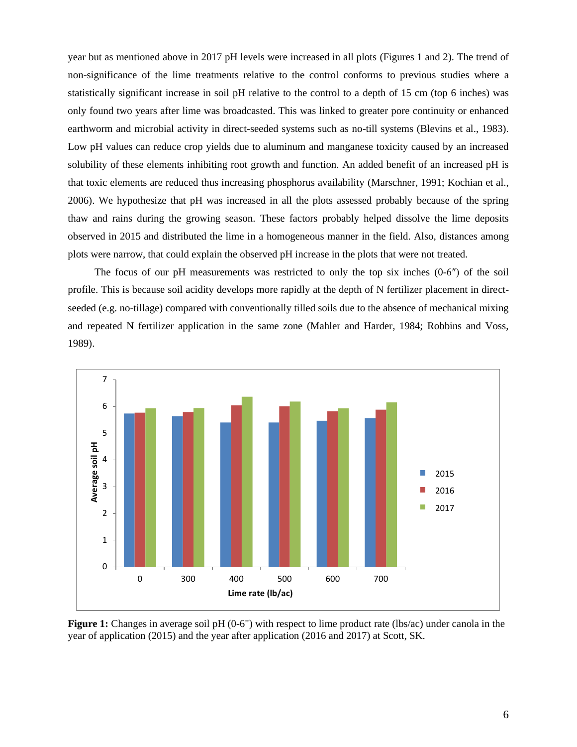year but as mentioned above in 2017 pH levels were increased in all plots (Figures 1 and 2). The trend of non-significance of the lime treatments relative to the control conforms to previous studies where a statistically significant increase in soil pH relative to the control to a depth of 15 cm (top 6 inches) was only found two years after lime was broadcasted. This was linked to greater pore continuity or enhanced earthworm and microbial activity in direct-seeded systems such as no-till systems (Blevins et al., 1983). Low pH values can reduce crop yields due to aluminum and manganese toxicity caused by an increased solubility of these elements inhibiting root growth and function. An added benefit of an increased pH is that toxic elements are reduced thus increasing phosphorus availability (Marschner, 1991; Kochian et al., 2006). We hypothesize that pH was increased in all the plots assessed probably because of the spring thaw and rains during the growing season. These factors probably helped dissolve the lime deposits observed in 2015 and distributed the lime in a homogeneous manner in the field. Also, distances among plots were narrow, that could explain the observed pH increase in the plots that were not treated.

The focus of our pH measurements was restricted to only the top six inches (0-6″) of the soil profile. This is because soil acidity develops more rapidly at the depth of N fertilizer placement in direct-seeded (e.g. no-tillage) compared with conventionally tilled soils due to the absence of mechanical mixing and repeated N fertilizer application in the same zone (Mahler and Harder, 1984; Robbins and Voss, 1989).

**Figure 1:** Changes in average soil pH (0-6") with respect to lime product rate (lbs/ac) under canola in the year of application (2015) and the year after application (2016 and 2017) at Scott, SK.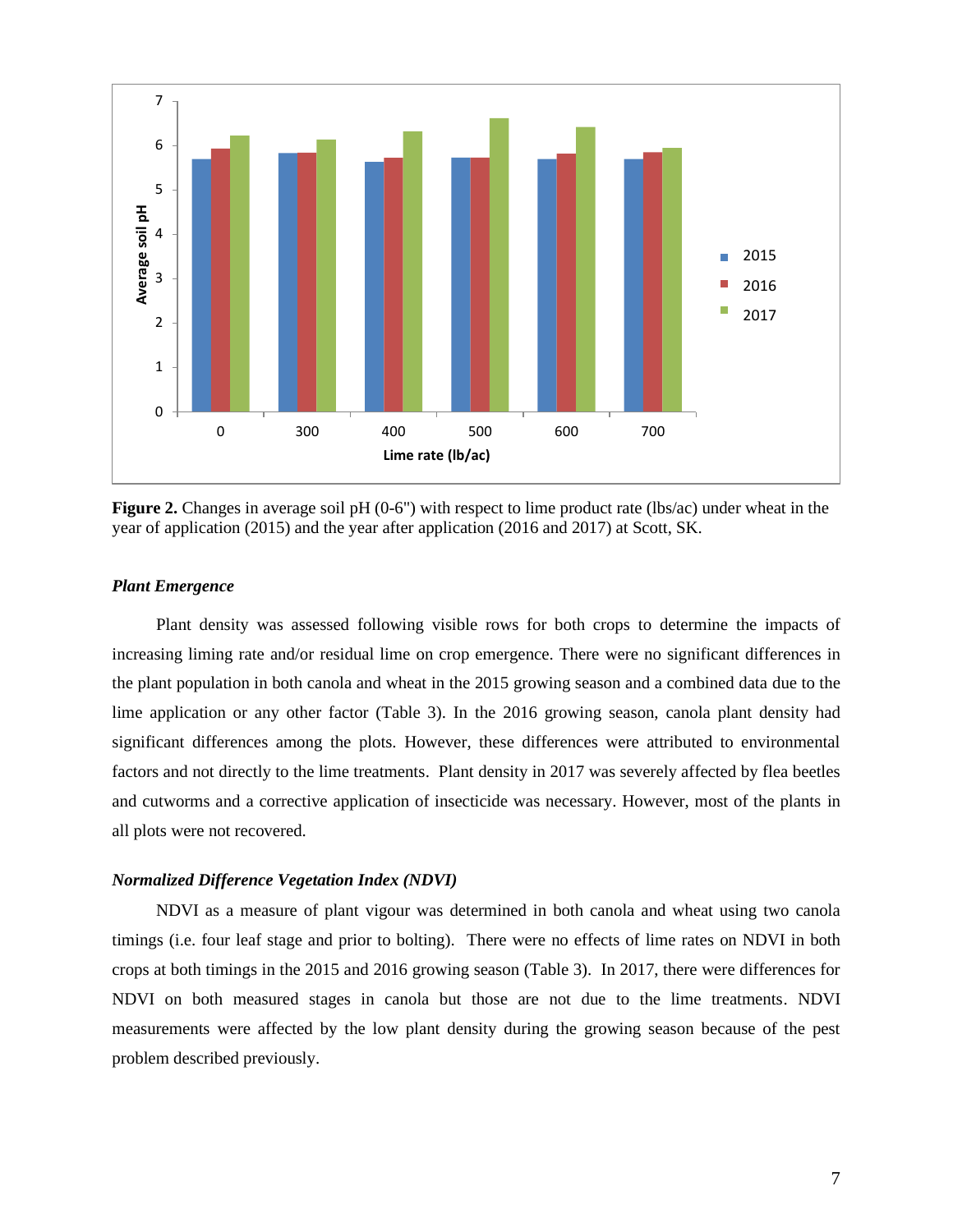**Figure 2.** Changes in average soil pH (0-6") with respect to lime product rate (lbs/ac) under wheat in the year of application (2015) and the year after application (2016 and 2017) at Scott, SK.

### *Plant Emergence*

Plant density was assessed following visible rows for both crops to determine the impacts of increasing liming rate and/or residual lime on crop emergence. There were no significant differences in the plant population in both canola and wheat in the 2015 growing season and a combined data due to the lime application or any other factor (Table 3). In the 2016 growing season, canola plant density had significant differences among the plots. However, these differences were attributed to environmental factors and not directly to the lime treatments. Plant density in 2017 was severely affected by flea beetles and cutworms and a corrective application of insecticide was necessary. However, most of the plants in all plots were not recovered.

### *Normalized Difference Vegetation Index (NDVI)*

NDVI as a measure of plant vigour was determined in both canola and wheat using two canola timings (i.e. four leaf stage and prior to bolting). There were no effects of lime rates on NDVI in both crops at both timings in the 2015 and 2016 growing season (Table 3). In 2017, there were differences for NDVI on both measured stages in canola but those are not due to the lime treatments. NDVI measurements were affected by the low plant density during the growing season because of the pest problem described previously.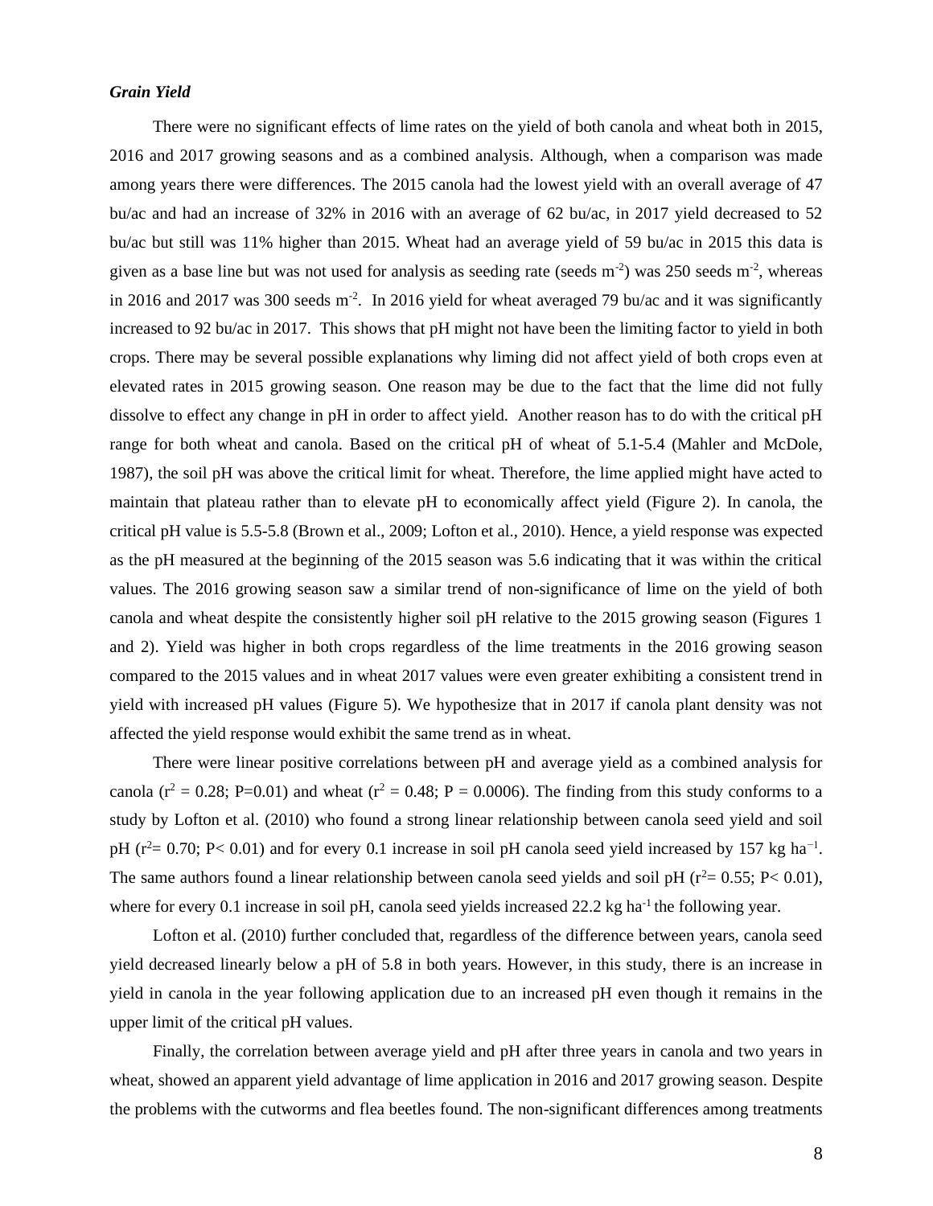***Grain Yield***

There were no significant effects of lime rates on the yield of both canola and wheat both in 2015, 2016 and 2017 growing seasons and as a combined analysis. Although, when a comparison was made among years there were differences. The 2015 canola had the lowest yield with an overall average of 47 bu/ac and had an increase of 32% in 2016 with an average of 62 bu/ac, in 2017 yield decreased to 52 bu/ac but still was 11% higher than 2015. Wheat had an average yield of 59 bu/ac in 2015 this data is given as a base line but was not used for analysis as seeding rate (seeds $m^{-2}$) was 250 seeds $m^{-2}$, whereas in 2016 and 2017 was 300 seeds $m^{-2}$. In 2016 yield for wheat averaged 79 bu/ac and it was significantly increased to 92 bu/ac in 2017. This shows that pH might not have been the limiting factor to yield in both crops. There may be several possible explanations why liming did not affect yield of both crops even at elevated rates in 2015 growing season. One reason may be due to the fact that the lime did not fully dissolve to effect any change in pH in order to affect yield. Another reason has to do with the critical pH range for both wheat and canola. Based on the critical pH of wheat of 5.1-5.4 (Mahler and McDole, 1987), the soil pH was above the critical limit for wheat. Therefore, the lime applied might have acted to maintain that plateau rather than to elevate pH to economically affect yield (Figure 2). In canola, the critical pH value is 5.5-5.8 (Brown et al., 2009; Lofton et al., 2010). Hence, a yield response was expected as the pH measured at the beginning of the 2015 season was 5.6 indicating that it was within the critical values. The 2016 growing season saw a similar trend of non-significance of lime on the yield of both canola and wheat despite the consistently higher soil pH relative to the 2015 growing season (Figures 1 and 2). Yield was higher in both crops regardless of the lime treatments in the 2016 growing season compared to the 2015 values and in wheat 2017 values were even greater exhibiting a consistent trend in yield with increased pH values (Figure 5). We hypothesize that in 2017 if canola plant density was not affected the yield response would exhibit the same trend as in wheat.

There were linear positive correlations between pH and average yield as a combined analysis for canola ($r^2 = 0.28$; P=0.01) and wheat ($r^2 = 0.48$; P = 0.0006). The finding from this study conforms to a study by Lofton et al. (2010) who found a strong linear relationship between canola seed yield and soil pH ($r^2 = 0.70$; P< 0.01) and for every 0.1 increase in soil pH canola seed yield increased by 157 kg $ha^{-1}$. The same authors found a linear relationship between canola seed yields and soil pH ($r^2 = 0.55$; P< 0.01), where for every 0.1 increase in soil pH, canola seed yields increased 22.2 kg $ha^{-1}$ the following year.

Lofton et al. (2010) further concluded that, regardless of the difference between years, canola seed yield decreased linearly below a pH of 5.8 in both years. However, in this study, there is an increase in yield in canola in the year following application due to an increased pH even though it remains in the upper limit of the critical pH values.

Finally, the correlation between average yield and pH after three years in canola and two years in wheat, showed an apparent yield advantage of lime application in 2016 and 2017 growing season. Despite the problems with the cutworms and flea beetles found. The non-significant differences among treatments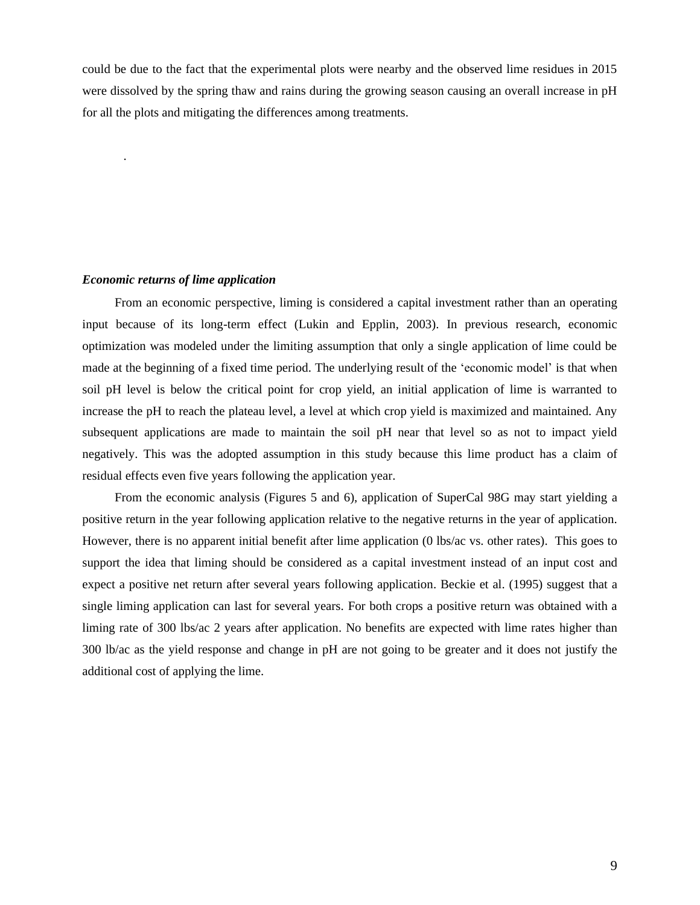could be due to the fact that the experimental plots were nearby and the observed lime residues in 2015 were dissolved by the spring thaw and rains during the growing season causing an overall increase in pH for all the plots and mitigating the differences among treatments.

.

***Economic returns of lime application***

From an economic perspective, liming is considered a capital investment rather than an operating input because of its long-term effect (Lukin and Epplin, 2003). In previous research, economic optimization was modeled under the limiting assumption that only a single application of lime could be made at the beginning of a fixed time period. The underlying result of the 'economic model' is that when soil pH level is below the critical point for crop yield, an initial application of lime is warranted to increase the pH to reach the plateau level, a level at which crop yield is maximized and maintained. Any subsequent applications are made to maintain the soil pH near that level so as not to impact yield negatively. This was the adopted assumption in this study because this lime product has a claim of residual effects even five years following the application year.

From the economic analysis (Figures 5 and 6), application of SuperCal 98G may start yielding a positive return in the year following application relative to the negative returns in the year of application. However, there is no apparent initial benefit after lime application (0 lbs/ac vs. other rates). This goes to support the idea that liming should be considered as a capital investment instead of an input cost and expect a positive net return after several years following application. Beckie et al. (1995) suggest that a single liming application can last for several years. For both crops a positive return was obtained with a liming rate of 300 lbs/ac 2 years after application. No benefits are expected with lime rates higher than 300 lb/ac as the yield response and change in pH are not going to be greater and it does not justify the additional cost of applying the lime.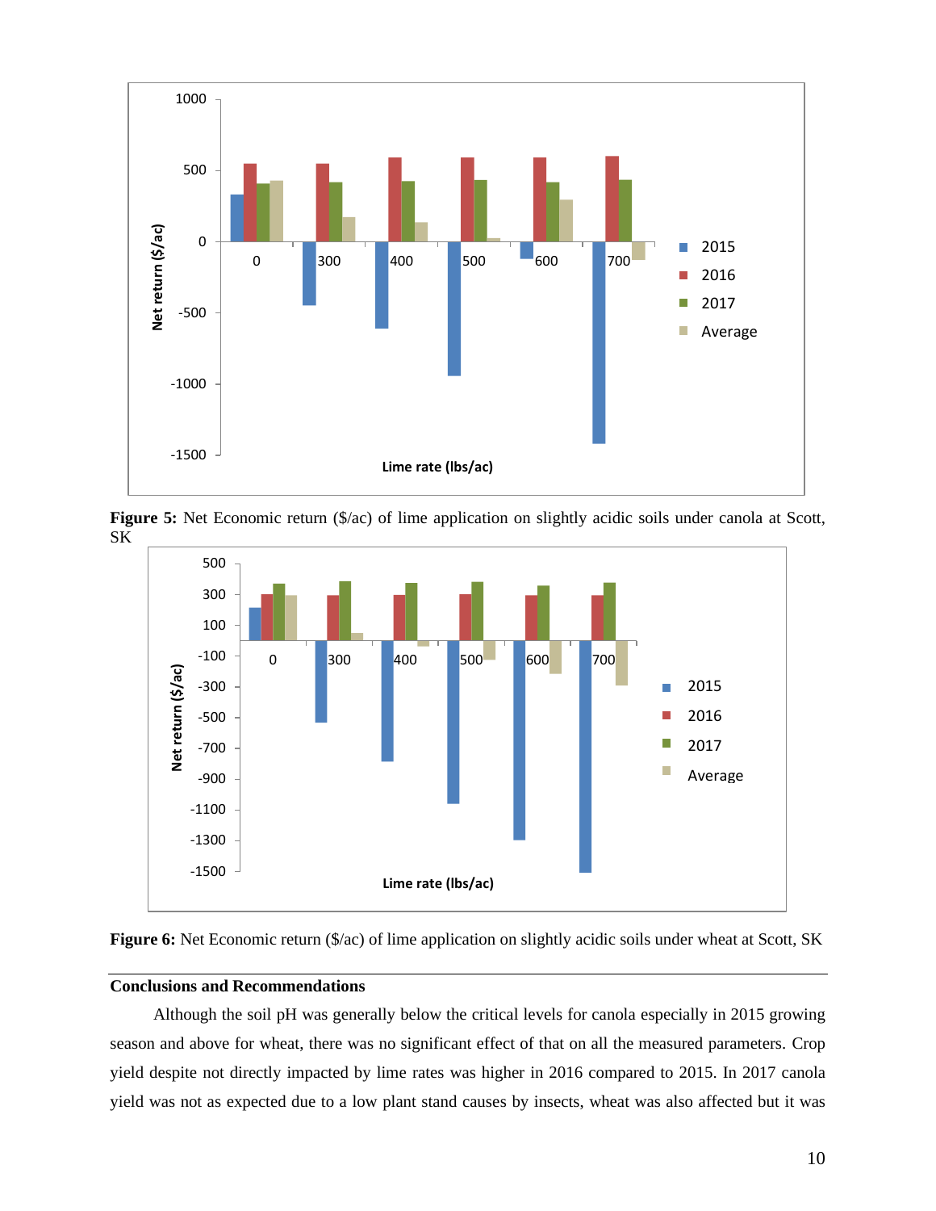**Figure 5:** Net Economic return ($/ac) of lime application on slightly acidic soils under canola at Scott, SK

**Figure 6:** Net Economic return ($/ac) of lime application on slightly acidic soils under wheat at Scott, SK

## Conclusions and Recommendations

Although the soil pH was generally below the critical levels for canola especially in 2015 growing season and above for wheat, there was no significant effect of that on all the measured parameters. Crop yield despite not directly impacted by lime rates was higher in 2016 compared to 2015. In 2017 canola yield was not as expected due to a low plant stand causes by insects, wheat was also affected but it was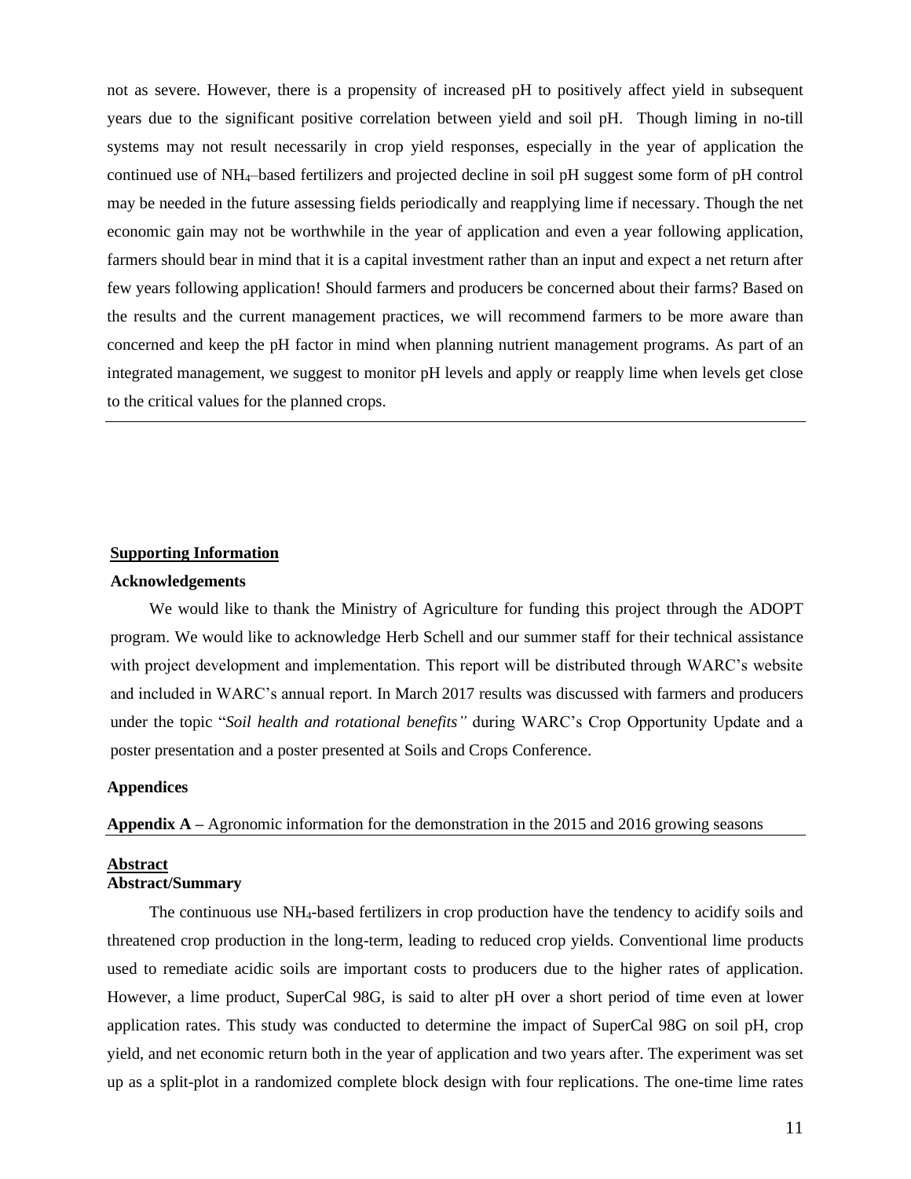not as severe. However, there is a propensity of increased pH to positively affect yield in subsequent years due to the significant positive correlation between yield and soil pH. Though liming in no-till systems may not result necessarily in crop yield responses, especially in the year of application the continued use of $NH_4$–based fertilizers and projected decline in soil pH suggest some form of pH control may be needed in the future assessing fields periodically and reapplying lime if necessary. Though the net economic gain may not be worthwhile in the year of application and even a year following application, farmers should bear in mind that it is a capital investment rather than an input and expect a net return after few years following application! Should farmers and producers be concerned about their farms? Based on the results and the current management practices, we will recommend farmers to be more aware than concerned and keep the pH factor in mind when planning nutrient management programs. As part of an integrated management, we suggest to monitor pH levels and apply or reapply lime when levels get close to the critical values for the planned crops.

---

## Supporting Information

### Acknowledgements

We would like to thank the Ministry of Agriculture for funding this project through the ADOPT program. We would like to acknowledge Herb Schell and our summer staff for their technical assistance with project development and implementation. This report will be distributed through WARC's website and included in WARC's annual report. In March 2017 results was discussed with farmers and producers under the topic "*Soil health and rotational benefits"* during WARC's Crop Opportunity Update and a poster presentation and a poster presented at Soils and Crops Conference.

### Appendices

**Appendix A** – Agronomic information for the demonstration in the 2015 and 2016 growing seasons

---

## Abstract

### Abstract/Summary

The continuous use $NH_4$-based fertilizers in crop production have the tendency to acidify soils and threatened crop production in the long-term, leading to reduced crop yields. Conventional lime products used to remediate acidic soils are important costs to producers due to the higher rates of application. However, a lime product, SuperCal 98G, is said to alter pH over a short period of time even at lower application rates. This study was conducted to determine the impact of SuperCal 98G on soil pH, crop yield, and net economic return both in the year of application and two years after. The experiment was set up as a split-plot in a randomized complete block design with four replications. The one-time lime rates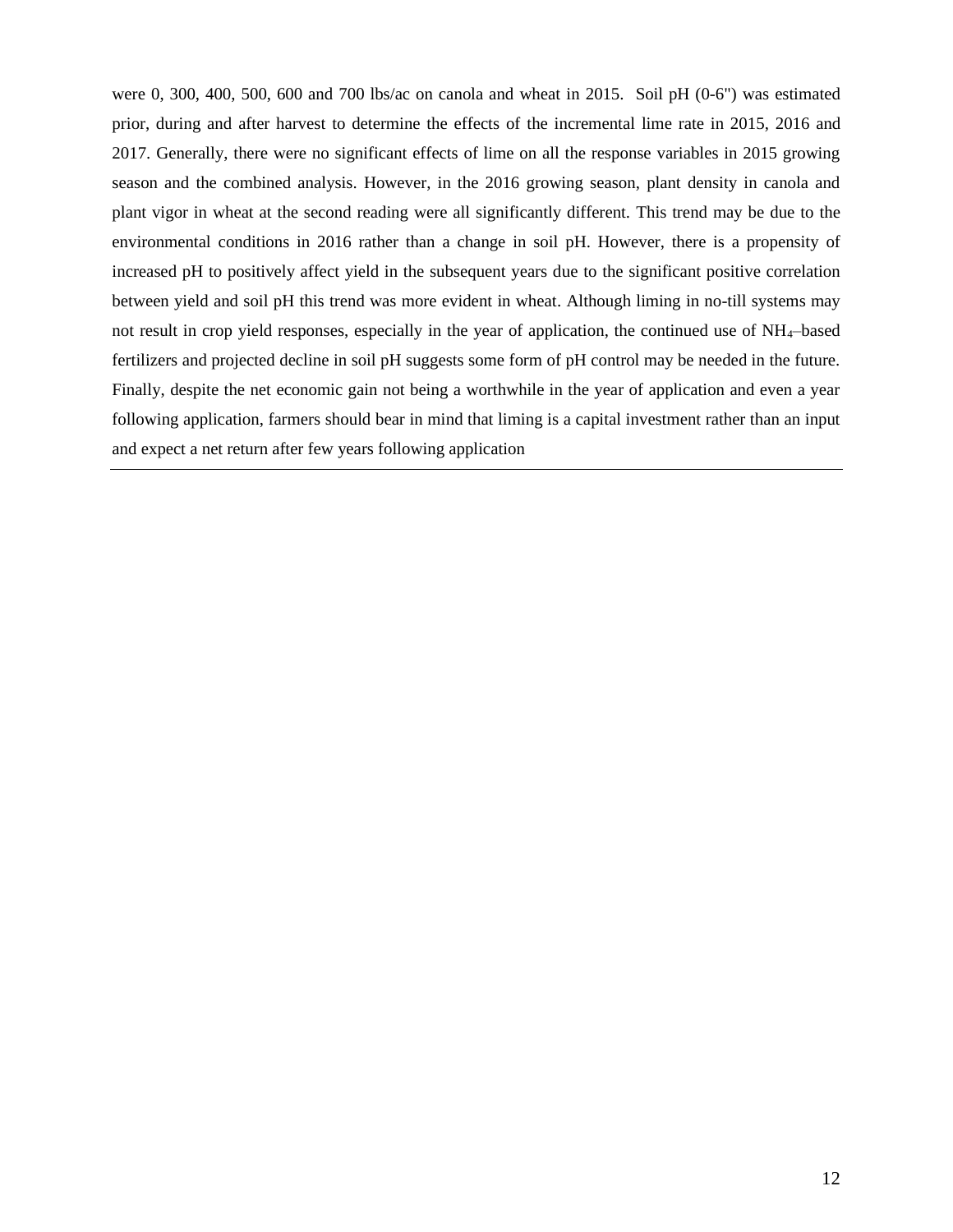were 0, 300, 400, 500, 600 and 700 lbs/ac on canola and wheat in 2015. Soil pH (0-6") was estimated prior, during and after harvest to determine the effects of the incremental lime rate in 2015, 2016 and 2017. Generally, there were no significant effects of lime on all the response variables in 2015 growing season and the combined analysis. However, in the 2016 growing season, plant density in canola and plant vigor in wheat at the second reading were all significantly different. This trend may be due to the environmental conditions in 2016 rather than a change in soil pH. However, there is a propensity of increased pH to positively affect yield in the subsequent years due to the significant positive correlation between yield and soil pH this trend was more evident in wheat. Although liming in no-till systems may not result in crop yield responses, especially in the year of application, the continued use of $NH_4$–based fertilizers and projected decline in soil pH suggests some form of pH control may be needed in the future. Finally, despite the net economic gain not being a worthwhile in the year of application and even a year following application, farmers should bear in mind that liming is a capital investment rather than an input and expect a net return after few years following application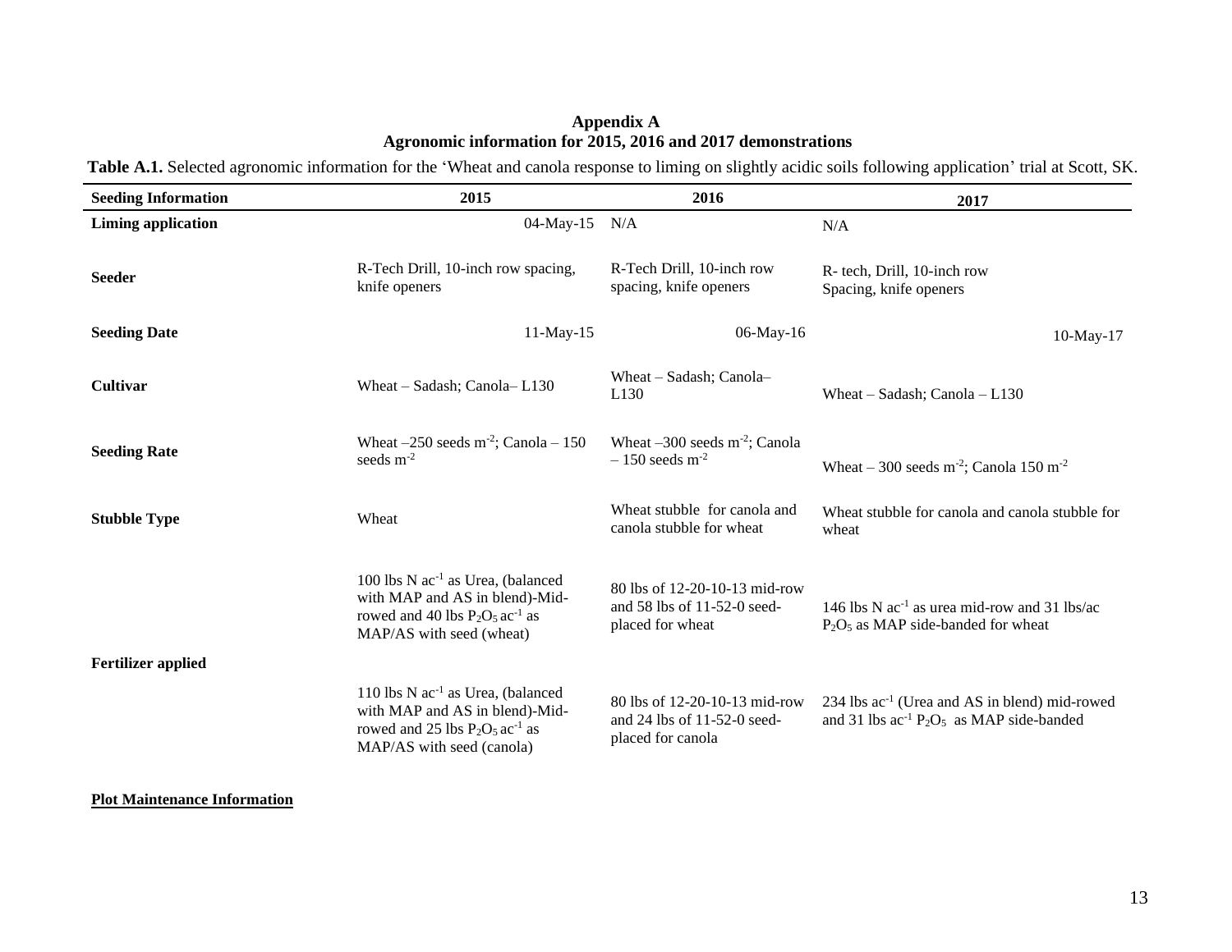# Appendix A
## Agronomic information for 2015, 2016 and 2017 demonstrations

**Table A.1.** Selected agronomic information for the 'Wheat and canola response to liming on slightly acidic soils following application' trial at Scott, SK.

| Seeding Information | 2015 | 2016 | 2017 |
|---|---|---|---|
| **Liming application** | 04-May-15 | N/A | N/A |
| **Seeder** | R-Tech Drill, 10-inch row spacing, knife openers | R-Tech Drill, 10-inch row spacing, knife openers | R- tech, Drill, 10-inch row Spacing, knife openers |
| **Seeding Date** | 11-May-15 | 06-May-16 | 10-May-17 |
| **Cultivar** | Wheat – Sadash; Canola– L130 | Wheat – Sadash; Canola– L130 | Wheat – Sadash; Canola – L130 |
| **Seeding Rate** | Wheat –250 seeds $m^{-2}$; Canola – 150 seeds $m^{-2}$ | Wheat –300 seeds $m^{-2}$; Canola – 150 seeds $m^{-2}$ | Wheat – 300 seeds $m^{-2}$; Canola 150 $m^{-2}$ |
| **Stubble Type** | Wheat | Wheat stubble for canola and canola stubble for wheat | Wheat stubble for canola and canola stubble for wheat |
| **Fertilizer applied** | 100 lbs N $ac^{-1}$ as Urea, (balanced with MAP and AS in blend)-Mid-rowed and 40 lbs $P_2O_5$ $ac^{-1}$ as MAP/AS with seed (wheat) | 80 lbs of 12-20-10-13 mid-row and 58 lbs of 11-52-0 seed-placed for wheat | 146 lbs N $ac^{-1}$ as urea mid-row and 31 lbs/ac $P_2O_5$ as MAP side-banded for wheat |
| | 110 lbs N $ac^{-1}$ as Urea, (balanced with MAP and AS in blend)-Mid-rowed and 25 lbs $P_2O_5$ $ac^{-1}$ as MAP/AS with seed (canola) | 80 lbs of 12-20-10-13 mid-row and 24 lbs of 11-52-0 seed-placed for canola | 234 lbs $ac^{-1}$ (Urea and AS in blend) mid-rowed and 31 lbs $ac^{-1}$ $P_2O_5$ as MAP side-banded |

**Plot Maintenance Information**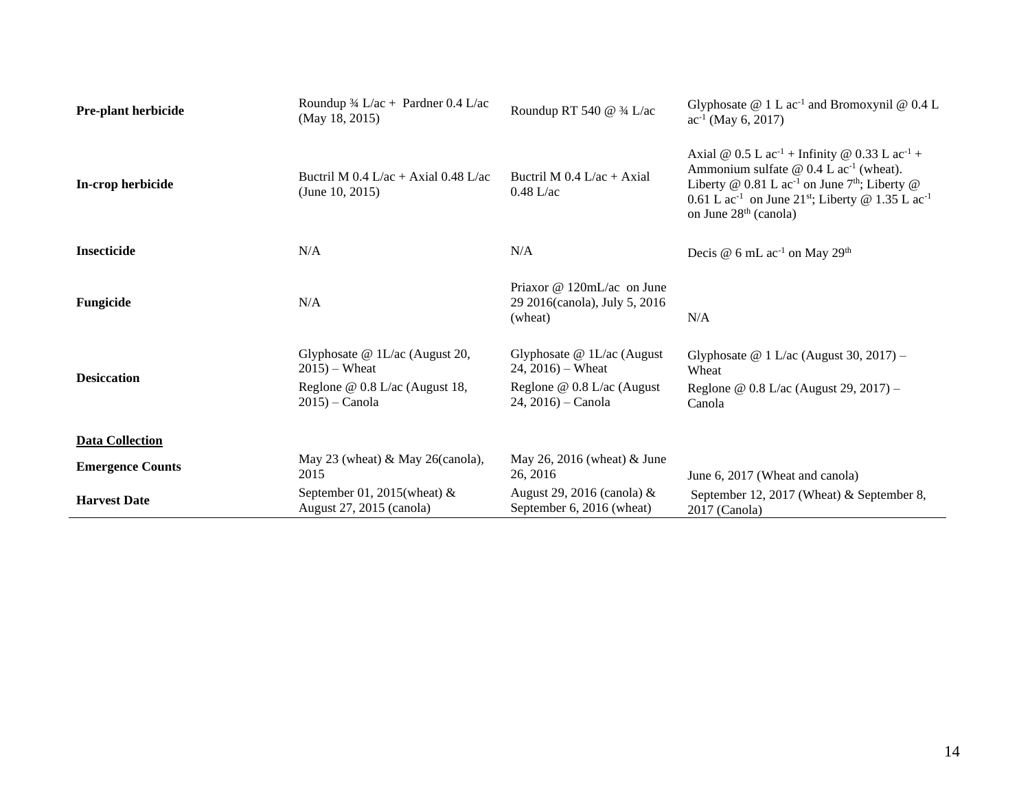| | | | |
|---|---|---|---|
| **Pre-plant herbicide** | Roundup ¾ L/ac + Pardner 0.4 L/ac (May 18, 2015) | Roundup RT 540 @ ¾ L/ac | Glyphosate @ 1 L $ac^{-1}$ and Bromoxynil @ 0.4 L $ac^{-1}$ (May 6, 2017) |
| **In-crop herbicide** | Buctril M 0.4 L/ac + Axial 0.48 L/ac (June 10, 2015) | Buctril M 0.4 L/ac + Axial 0.48 L/ac | Axial @ 0.5 L $ac^{-1}$ + Infinity @ 0.33 L $ac^{-1}$ + Ammonium sulfate @ 0.4 L $ac^{-1}$ (wheat). Liberty @ 0.81 L $ac^{-1}$ on June 7th; Liberty @ 0.61 L $ac^{-1}$ on June 21st; Liberty @ 1.35 L $ac^{-1}$ on June 28th (canola) |
| **Insecticide** | N/A | N/A | Decis @ 6 mL $ac^{-1}$ on May 29th |
| **Fungicide** | N/A | Priaxor @ 120mL/ac on June 29 2016(canola), July 5, 2016 (wheat) | N/A |
| **Desiccation** | Glyphosate @ 1L/ac (August 20, 2015) – Wheat<br>Reglone @ 0.8 L/ac (August 18, 2015) – Canola | Glyphosate @ 1L/ac (August 24, 2016) – Wheat<br>Reglone @ 0.8 L/ac (August 24, 2016) – Canola | Glyphosate @ 1 L/ac (August 30, 2017) – Wheat<br>Reglone @ 0.8 L/ac (August 29, 2017) – Canola |
| **<u>Data Collection</u>** | | | |
| **Emergence Counts** | May 23 (wheat) & May 26(canola), 2015 | May 26, 2016 (wheat) & June 26, 2016 | June 6, 2017 (Wheat and canola) |
| **Harvest Date** | September 01, 2015(wheat) & August 27, 2015 (canola) | August 29, 2016 (canola) & September 6, 2016 (wheat) | September 12, 2017 (Wheat) & September 8, 2017 (Canola) |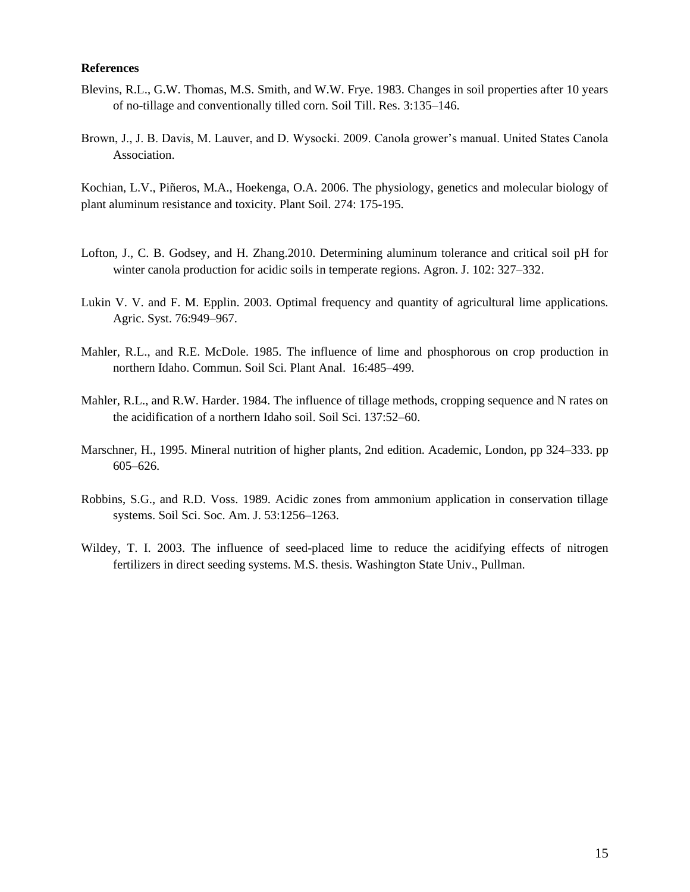**References**

Blevins, R.L., G.W. Thomas, M.S. Smith, and W.W. Frye. 1983. Changes in soil properties after 10 years of no-tillage and conventionally tilled corn. Soil Till. Res. 3:135–146.

Brown, J., J. B. Davis, M. Lauver, and D. Wysocki. 2009. Canola grower's manual. United States Canola Association.

Kochian, L.V., Piñeros, M.A., Hoekenga, O.A. 2006. The physiology, genetics and molecular biology of plant aluminum resistance and toxicity. Plant Soil. 274: 175-195.

Lofton, J., C. B. Godsey, and H. Zhang.2010. Determining aluminum tolerance and critical soil pH for winter canola production for acidic soils in temperate regions. Agron. J. 102: 327–332.

Lukin V. V. and F. M. Epplin. 2003. Optimal frequency and quantity of agricultural lime applications. Agric. Syst. 76:949–967.

Mahler, R.L., and R.E. McDole. 1985. The influence of lime and phosphorous on crop production in northern Idaho. Commun. Soil Sci. Plant Anal. 16:485–499.

Mahler, R.L., and R.W. Harder. 1984. The influence of tillage methods, cropping sequence and N rates on the acidification of a northern Idaho soil. Soil Sci. 137:52–60.

Marschner, H., 1995. Mineral nutrition of higher plants, 2nd edition. Academic, London, pp 324–333. pp 605–626.

Robbins, S.G., and R.D. Voss. 1989. Acidic zones from ammonium application in conservation tillage systems. Soil Sci. Soc. Am. J. 53:1256–1263.

Wildey, T. I. 2003. The influence of seed-placed lime to reduce the acidifying effects of nitrogen fertilizers in direct seeding systems. M.S. thesis. Washington State Univ., Pullman.